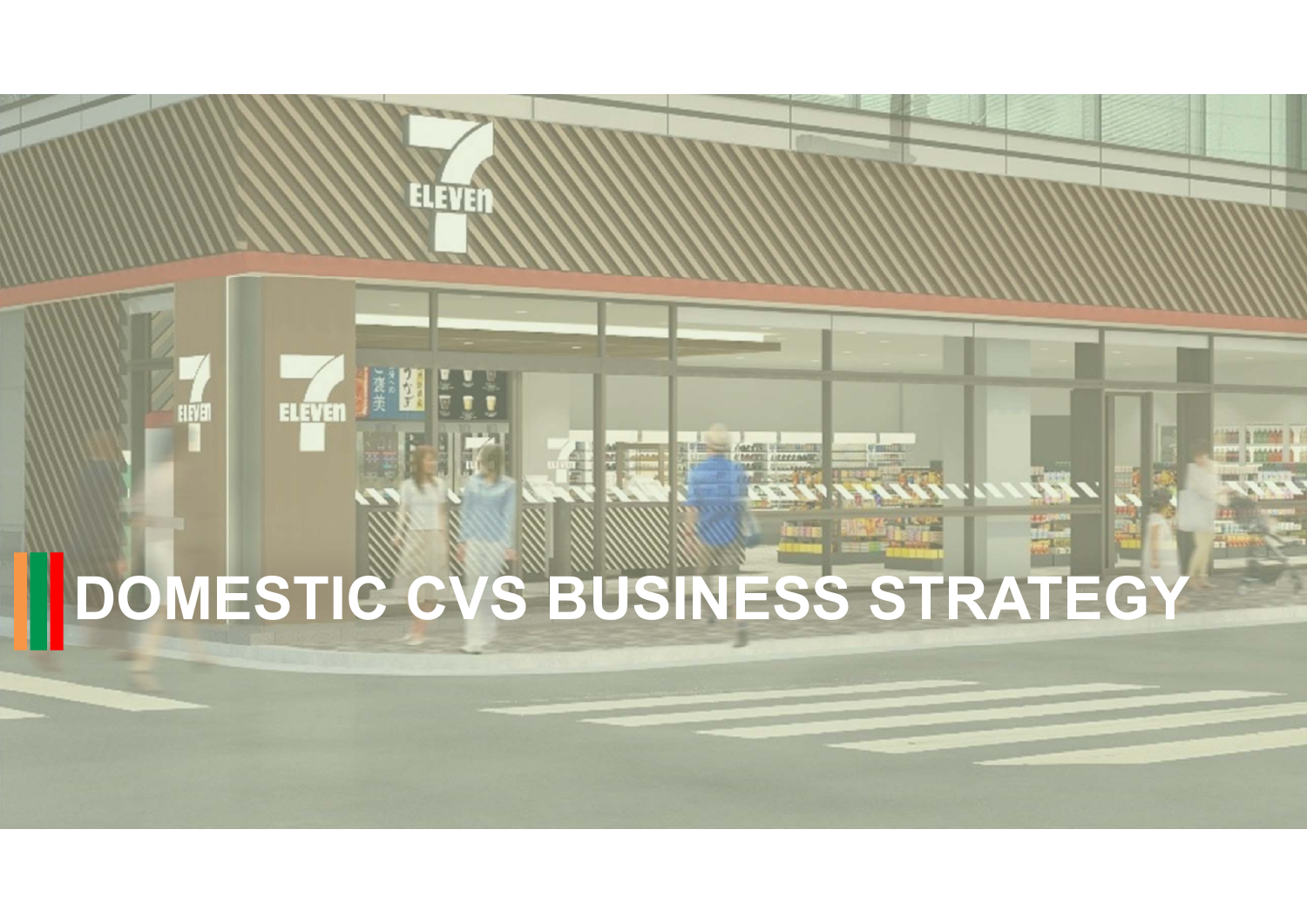# DOMESTIC CVS BUSINESS STRATEGY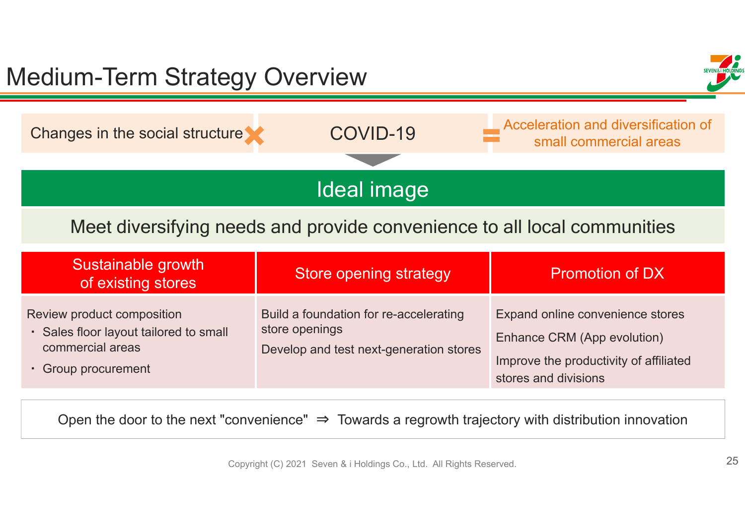# Medium-Term Strategy Overview

Changes in the social structure ✕ COVID-19 = Acceleration and diversification of small commercial areas

## Ideal image

Meet diversifying needs and provide convenience to all local communities

| Sustainable growth of existing stores | Store opening strategy | Promotion of DX |
|---|---|---|
| Review product composition<br>・ Sales floor layout tailored to small commercial areas<br>・ Group procurement | Build a foundation for re-accelerating store openings<br>Develop and test next-generation stores | Expand online convenience stores<br>Enhance CRM (App evolution)<br>Improve the productivity of affiliated stores and divisions |

Open the door to the next "convenience" ⇒ Towards a regrowth trajectory with distribution innovation

Copyright (C) 2021 Seven & i Holdings Co., Ltd. All Rights Reserved.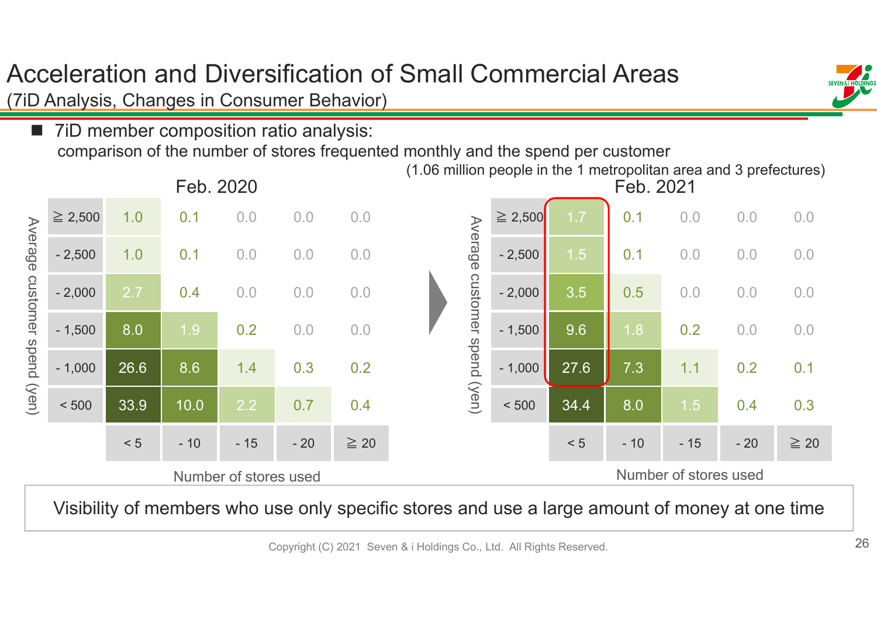# Acceleration and Diversification of Small Commercial Areas

(7iD Analysis, Changes in Consumer Behavior)

- 7iD member composition ratio analysis: comparison of the number of stores frequented monthly and the spend per customer

(1.06 million people in the 1 metropolitan area and 3 prefectures)

**Feb. 2020**

| Average customer spend (yen) \ Number of stores used | < 5 | - 10 | - 15 | - 20 | ≧ 20 |
|---|---|---|---|---|---|
| ≧ 2,500 | 1.0 | 0.1 | 0.0 | 0.0 | 0.0 |
| - 2,500 | 1.0 | 0.1 | 0.0 | 0.0 | 0.0 |
| - 2,000 | 2.7 | 0.4 | 0.0 | 0.0 | 0.0 |
| - 1,500 | 8.0 | 1.9 | 0.2 | 0.0 | 0.0 |
| - 1,000 | 26.6 | 8.6 | 1.4 | 0.3 | 0.2 |
| < 500 | 33.9 | 10.0 | 2.2 | 0.7 | 0.4 |

**Feb. 2021**

| Average customer spend (yen) \ Number of stores used | < 5 | - 10 | - 15 | - 20 | ≧ 20 |
|---|---|---|---|---|---|
| ≧ 2,500 | 1.7 | 0.1 | 0.0 | 0.0 | 0.0 |
| - 2,500 | 1.5 | 0.1 | 0.0 | 0.0 | 0.0 |
| - 2,000 | 3.5 | 0.5 | 0.0 | 0.0 | 0.0 |
| - 1,500 | 9.6 | 1.8 | 0.2 | 0.0 | 0.0 |
| - 1,000 | 27.6 | 7.3 | 1.1 | 0.2 | 0.1 |
| < 500 | 34.4 | 8.0 | 1.5 | 0.4 | 0.3 |

Visibility of members who use only specific stores and use a large amount of money at one time

Copyright (C) 2021 Seven & i Holdings Co., Ltd. All Rights Reserved.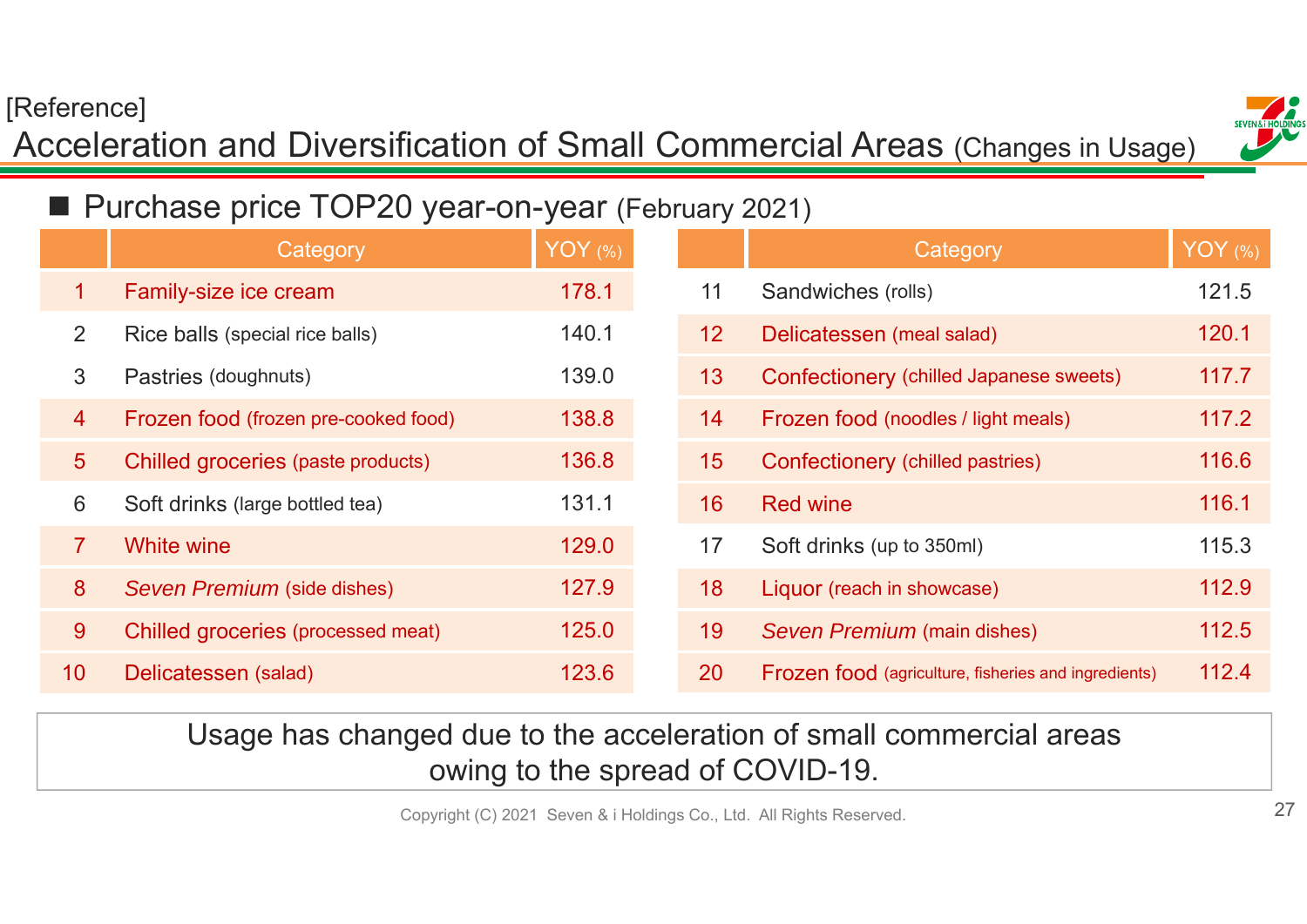[Reference]

# Acceleration and Diversification of Small Commercial Areas (Changes in Usage)

## ■ Purchase price TOP20 year-on-year (February 2021)

| | Category | YOY (%) |
|---|---|---|
| 1 | Family-size ice cream | 178.1 |
| 2 | Rice balls (special rice balls) | 140.1 |
| 3 | Pastries (doughnuts) | 139.0 |
| 4 | Frozen food (frozen pre-cooked food) | 138.8 |
| 5 | Chilled groceries (paste products) | 136.8 |
| 6 | Soft drinks (large bottled tea) | 131.1 |
| 7 | White wine | 129.0 |
| 8 | *Seven Premium* (side dishes) | 127.9 |
| 9 | Chilled groceries (processed meat) | 125.0 |
| 10 | Delicatessen (salad) | 123.6 |
| 11 | Sandwiches (rolls) | 121.5 |
| 12 | Delicatessen (meal salad) | 120.1 |
| 13 | Confectionery (chilled Japanese sweets) | 117.7 |
| 14 | Frozen food (noodles / light meals) | 117.2 |
| 15 | Confectionery (chilled pastries) | 116.6 |
| 16 | Red wine | 116.1 |
| 17 | Soft drinks (up to 350ml) | 115.3 |
| 18 | Liquor (reach in showcase) | 112.9 |
| 19 | *Seven Premium* (main dishes) | 112.5 |
| 20 | Frozen food (agriculture, fisheries and ingredients) | 112.4 |

Usage has changed due to the acceleration of small commercial areas owing to the spread of COVID-19.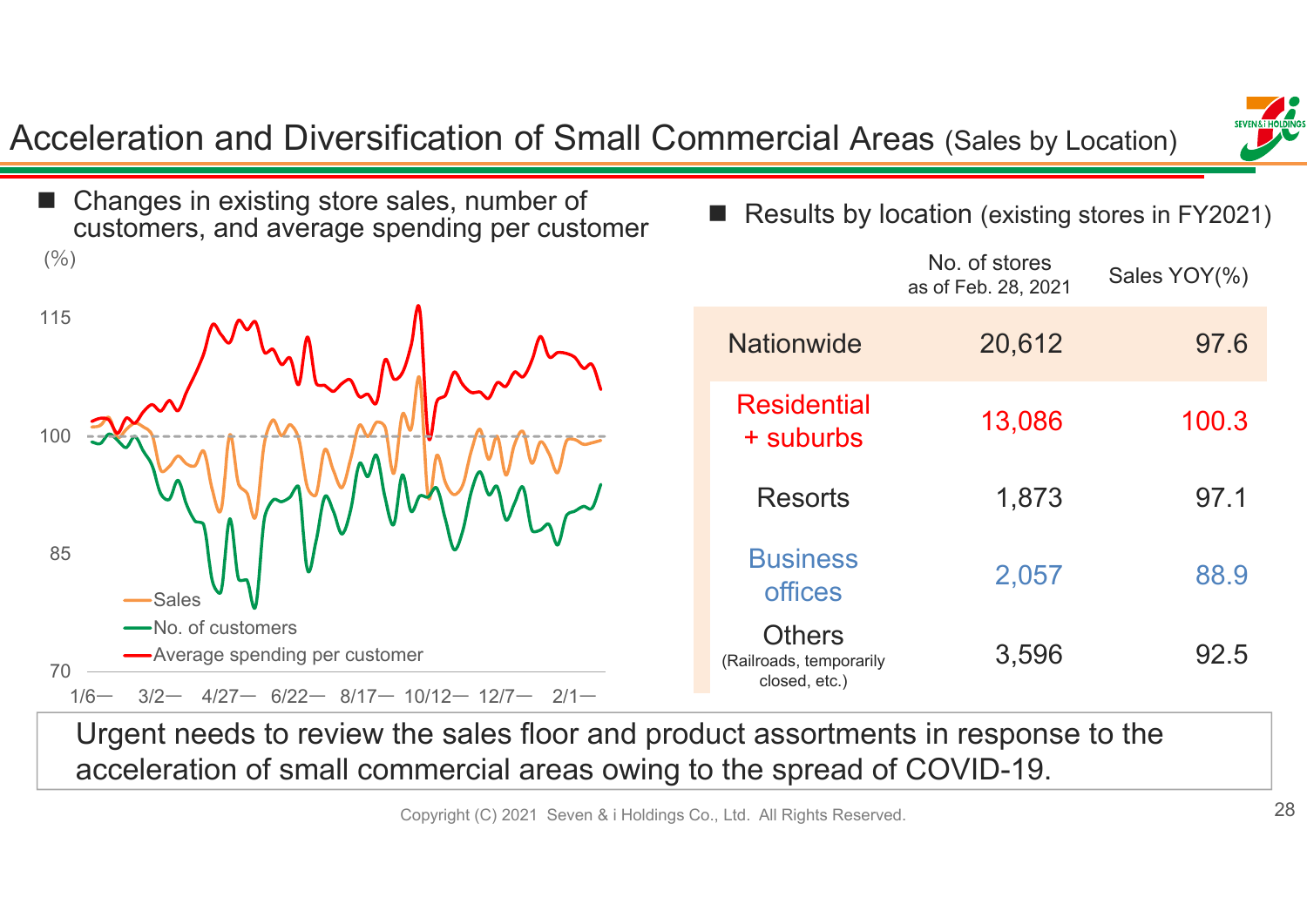# Acceleration and Diversification of Small Commercial Areas (Sales by Location)

- Changes in existing store sales, number of customers, and average spending per customer

(%)

115

100

85

70

1/6— 3/2— 4/27— 6/22— 8/17— 10/12— 12/7— 2/1—

Sales
No. of customers
Average spending per customer

- Results by location (existing stores in FY2021)

| | No. of stores as of Feb. 28, 2021 | Sales YOY(%) |
|---|---|---|
| Nationwide | 20,612 | 97.6 |
| Residential + suburbs | 13,086 | 100.3 |
| Resorts | 1,873 | 97.1 |
| Business offices | 2,057 | 88.9 |
| Others (Railroads, temporarily closed, etc.) | 3,596 | 92.5 |

Urgent needs to review the sales floor and product assortments in response to the acceleration of small commercial areas owing to the spread of COVID-19.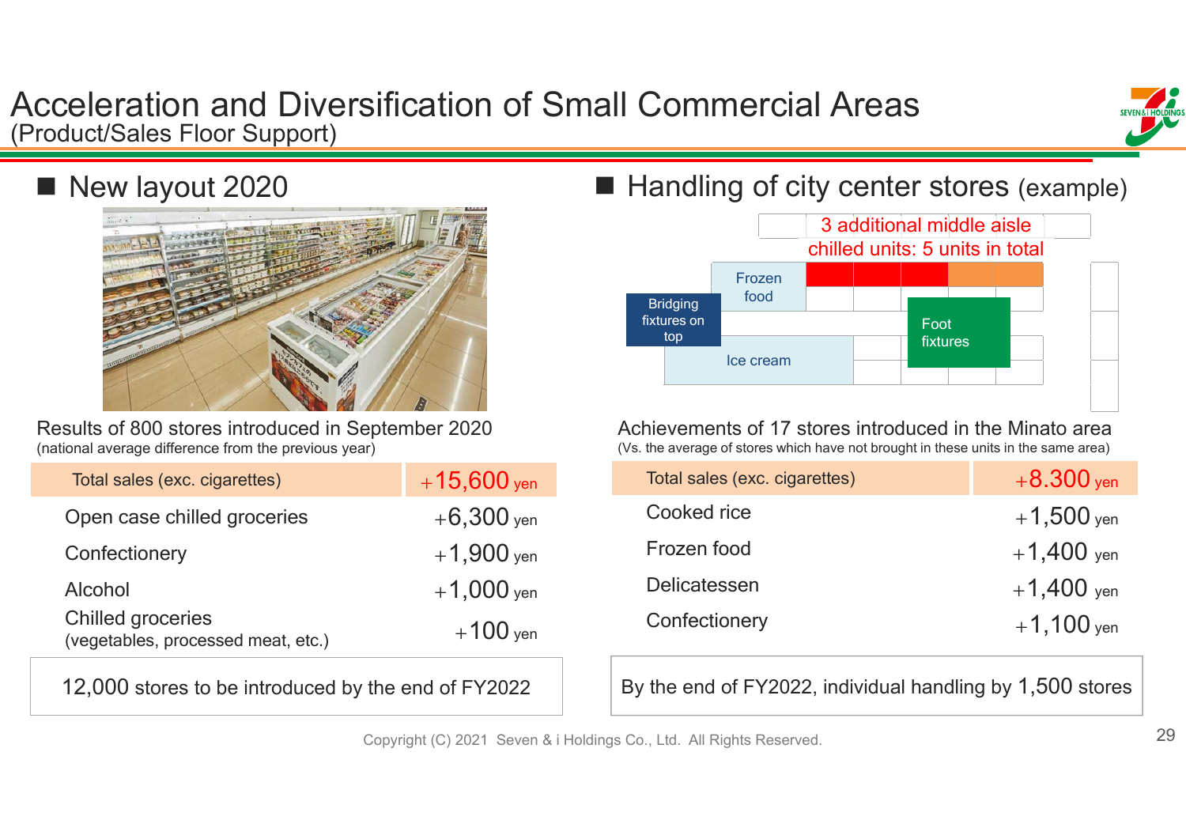# Acceleration and Diversification of Small Commercial Areas
(Product/Sales Floor Support)

## ■ New layout 2020

Results of 800 stores introduced in September 2020
(national average difference from the previous year)

| Total sales (exc. cigarettes) | +15,600 yen |
|---|---|
| Open case chilled groceries | +6,300 yen |
| Confectionery | +1,900 yen |
| Alcohol | +1,000 yen |
| Chilled groceries (vegetables, processed meat, etc.) | +100 yen |

12,000 stores to be introduced by the end of FY2022

## ■ Handling of city center stores (example)

3 additional middle aisle chilled units: 5 units in total

Frozen food

Bridging fixtures on top

Ice cream

Foot fixtures

Achievements of 17 stores introduced in the Minato area
(Vs. the average of stores which have not brought in these units in the same area)

| Total sales (exc. cigarettes) | +8.300 yen |
|---|---|
| Cooked rice | +1,500 yen |
| Frozen food | +1,400 yen |
| Delicatessen | +1,400 yen |
| Confectionery | +1,100 yen |

By the end of FY2022, individual handling by 1,500 stores

Copyright (C) 2021 Seven & i Holdings Co., Ltd. All Rights Reserved.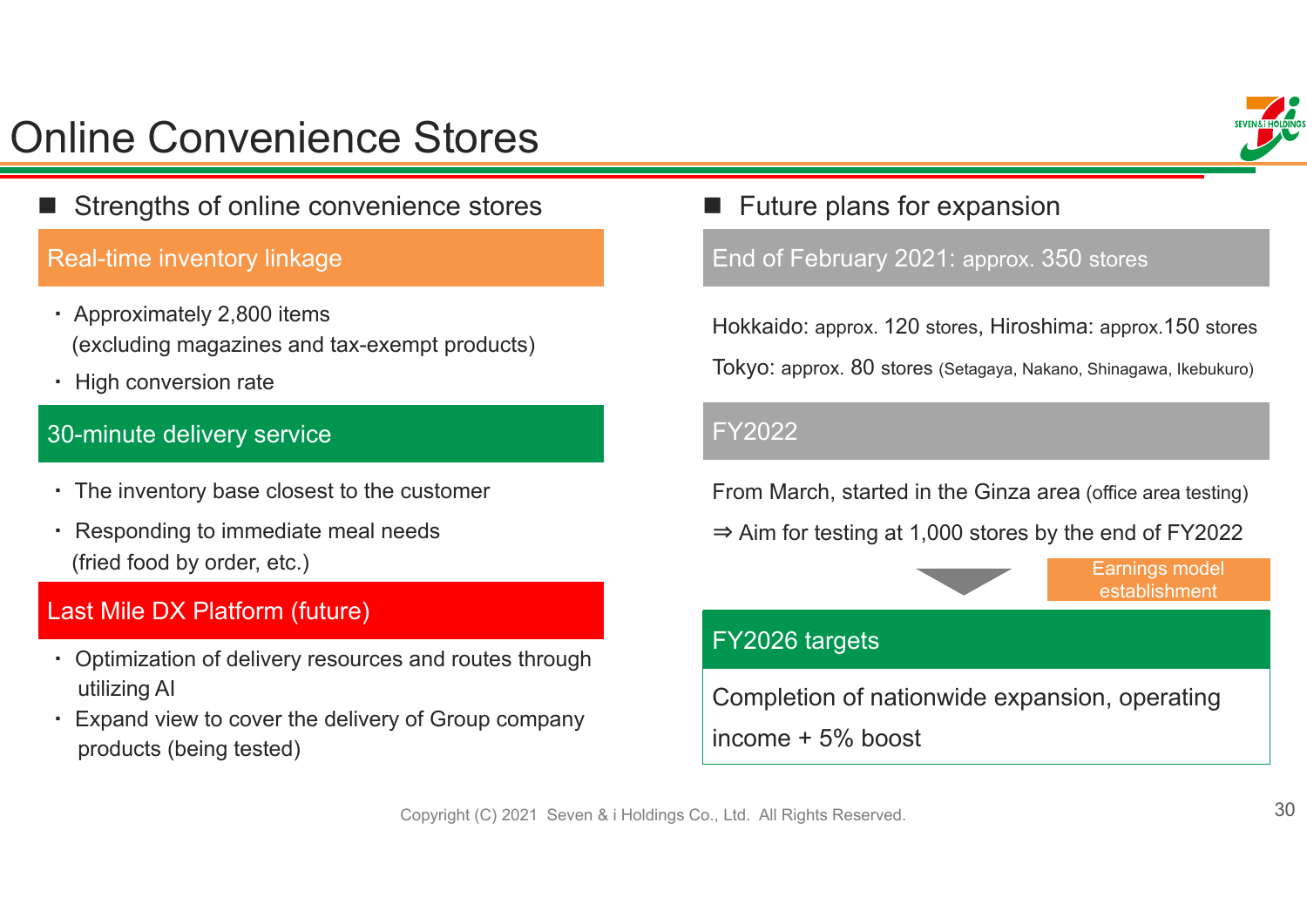# Online Convenience Stores

## Strengths of online convenience stores

### Real-time inventory linkage

- Approximately 2,800 items (excluding magazines and tax-exempt products)
- High conversion rate

### 30-minute delivery service

- The inventory base closest to the customer
- Responding to immediate meal needs (fried food by order, etc.)

### Last Mile DX Platform (future)

- Optimization of delivery resources and routes through utilizing AI
- Expand view to cover the delivery of Group company products (being tested)

## Future plans for expansion

### End of February 2021: approx. 350 stores

Hokkaido: approx. 120 stores, Hiroshima: approx.150 stores

Tokyo: approx. 80 stores (Setagaya, Nakano, Shinagawa, Ikebukuro)

### FY2022

From March, started in the Ginza area (office area testing)

⇒ Aim for testing at 1,000 stores by the end of FY2022

Earnings model establishment

### FY2026 targets

Completion of nationwide expansion, operating income + 5% boost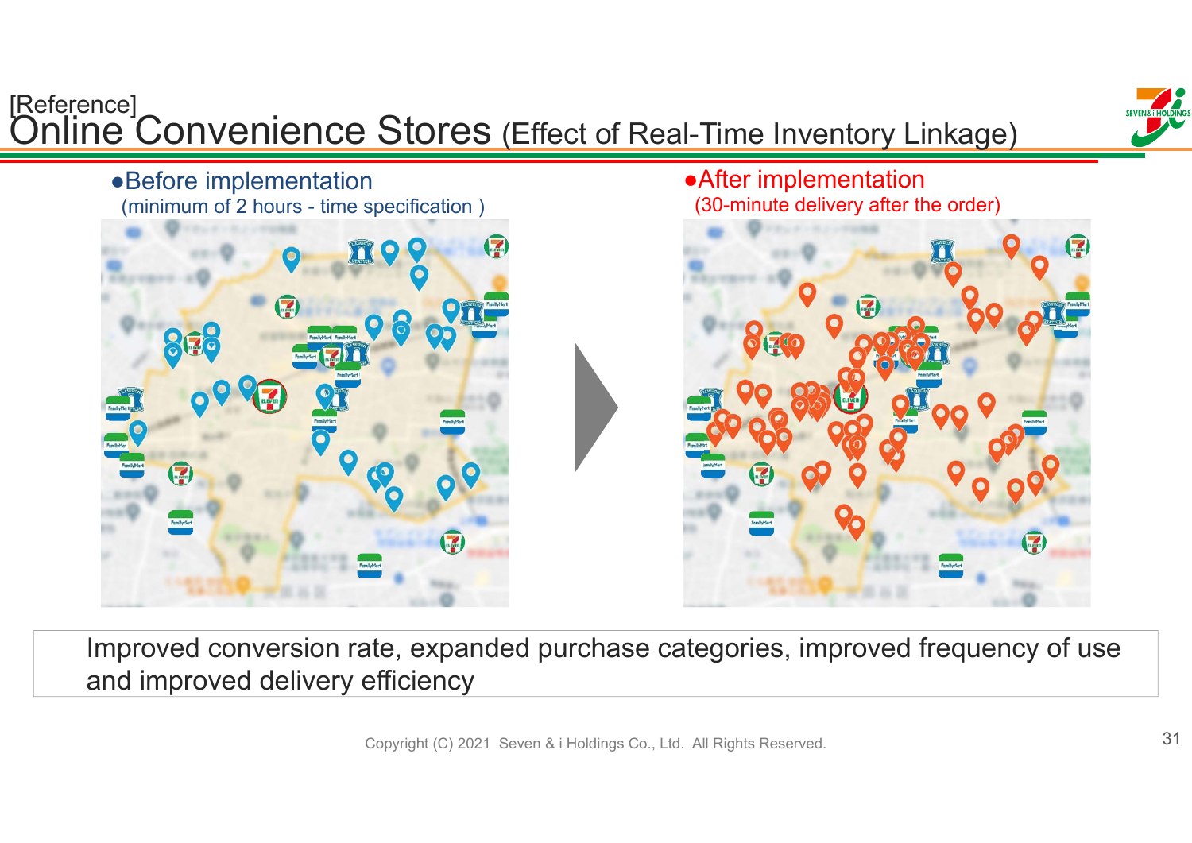[Reference]

# Online Convenience Stores (Effect of Real-Time Inventory Linkage)

- Before implementation
  (minimum of 2 hours - time specification )

- After implementation
  (30-minute delivery after the order)

Improved conversion rate, expanded purchase categories, improved frequency of use and improved delivery efficiency

Copyright (C) 2021 Seven & i Holdings Co., Ltd. All Rights Reserved.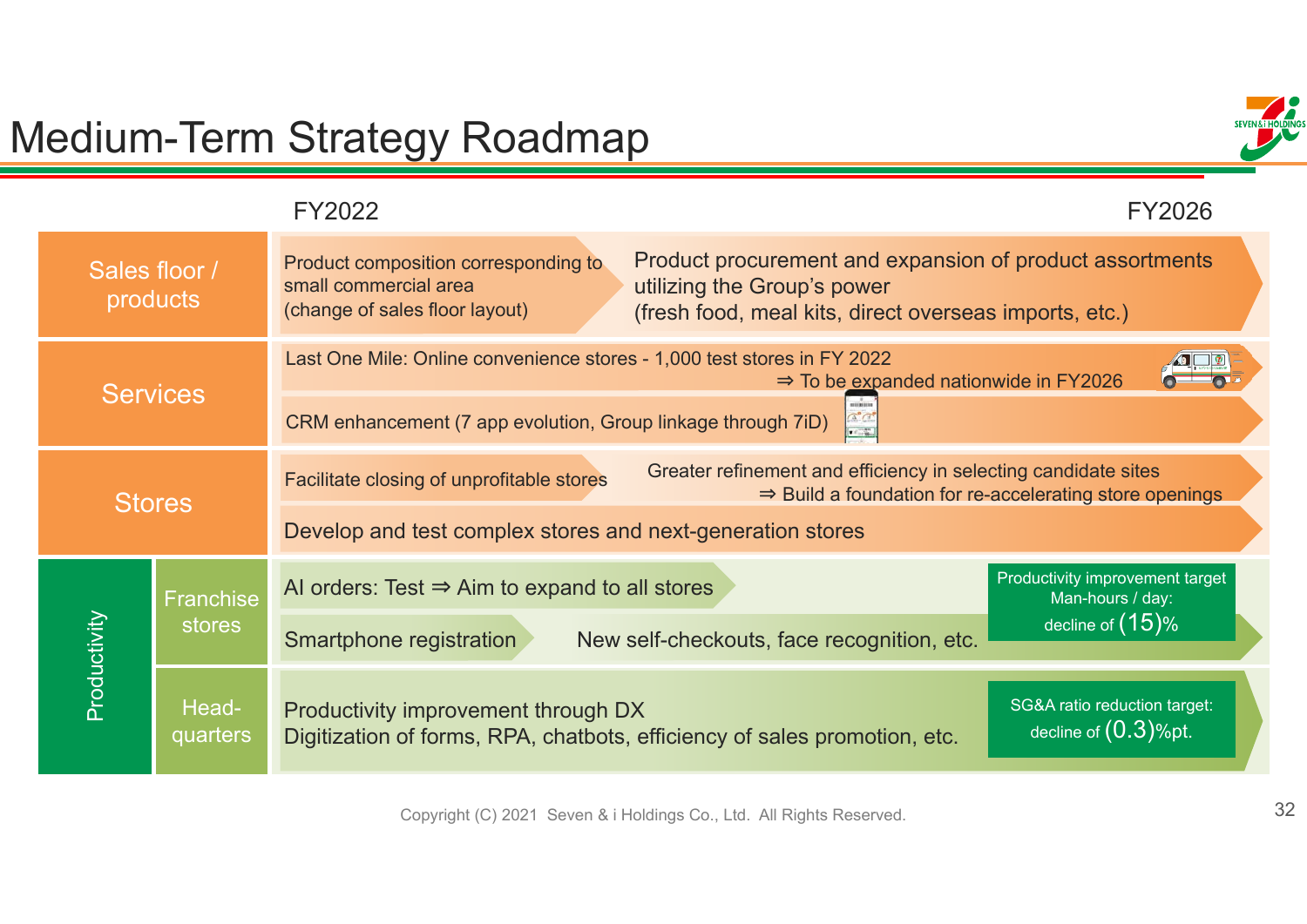# Medium-Term Strategy Roadmap

FY2022 → FY2026

| | | |
|---|---|---|
| **Sales floor / products** | | Product composition corresponding to small commercial area (change of sales floor layout) ⇒ Product procurement and expansion of product assortments utilizing the Group's power (fresh food, meal kits, direct overseas imports, etc.) |
| **Services** | | Last One Mile: Online convenience stores - 1,000 test stores in FY 2022 ⇒ To be expanded nationwide in FY2026 |
| | | CRM enhancement (7 app evolution, Group linkage through 7iD) |
| **Stores** | | Facilitate closing of unprofitable stores ⇒ Greater refinement and efficiency in selecting candidate sites ⇒ Build a foundation for re-accelerating store openings |
| | | Develop and test complex stores and next-generation stores |
| **Productivity** | **Franchise stores** | AI orders: Test ⇒ Aim to expand to all stores |
| | | Smartphone registration ⇒ New self-checkouts, face recognition, etc. |
| | | Productivity improvement target Man-hours / day: decline of (15)% |
| | **Head-quarters** | Productivity improvement through DX<br>Digitization of forms, RPA, chatbots, efficiency of sales promotion, etc. |
| | | SG&A ratio reduction target: decline of (0.3)%pt. |

Copyright (C) 2021 Seven & i Holdings Co., Ltd. All Rights Reserved.